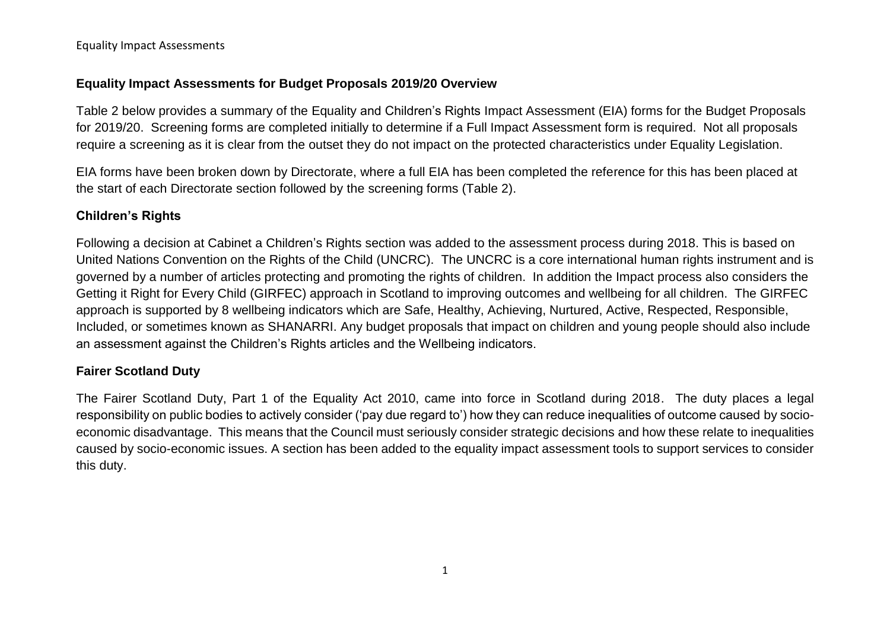## Equality Impact Assessments for Budget Proposals 2019/20 Overview

Table 2 below provides a summary of the Equality and Children's Rights Impact Assessment (EIA) forms for the Budget Proposals for 2019/20. Screening forms are completed initially to determine if a Full Impact Assessment form is required. Not all proposals require a screening as it is clear from the outset they do not impact on the protected characteristics under Equality Legislation.

EIA forms have been broken down by Directorate, where a full EIA has been completed the reference for this has been placed at the start of each Directorate section followed by the screening forms (Table 2).

### Children's Rights

Following a decision at Cabinet a Children's Rights section was added to the assessment process during 2018. This is based on United Nations Convention on the Rights of the Child (UNCRC). The UNCRC is a core international human rights instrument and is governed by a number of articles protecting and promoting the rights of children. In addition the Impact process also considers the Getting it Right for Every Child (GIRFEC) approach in Scotland to improving outcomes and wellbeing for all children. The GIRFEC approach is supported by 8 wellbeing indicators which are Safe, Healthy, Achieving, Nurtured, Active, Respected, Responsible, Included, or sometimes known as SHANARRI. Any budget proposals that impact on children and young people should also include an assessment against the Children's Rights articles and the Wellbeing indicators.

### Fairer Scotland Duty

The Fairer Scotland Duty, Part 1 of the Equality Act 2010, came into force in Scotland during 2018. The duty places a legal responsibility on public bodies to actively consider ('pay due regard to') how they can reduce inequalities of outcome caused by socio-economic disadvantage. This means that the Council must seriously consider strategic decisions and how these relate to inequalities caused by socio-economic issues. A section has been added to the equality impact assessment tools to support services to consider this duty.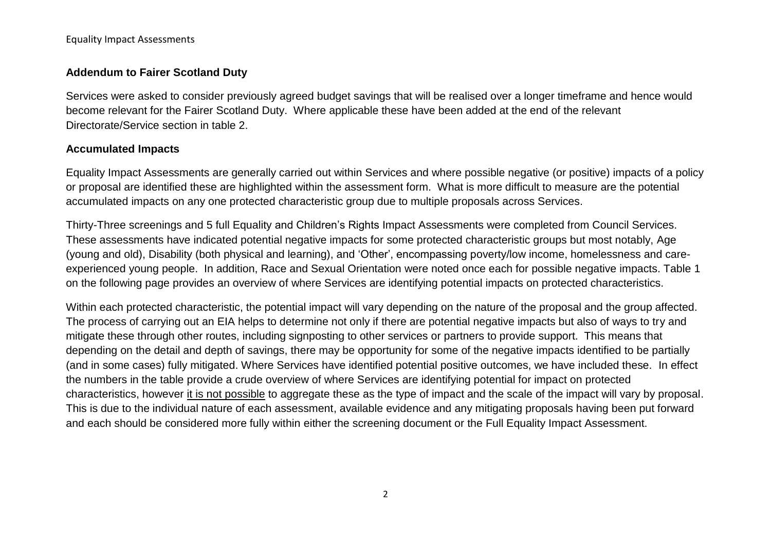## Addendum to Fairer Scotland Duty

Services were asked to consider previously agreed budget savings that will be realised over a longer timeframe and hence would become relevant for the Fairer Scotland Duty. Where applicable these have been added at the end of the relevant Directorate/Service section in table 2.

## Accumulated Impacts

Equality Impact Assessments are generally carried out within Services and where possible negative (or positive) impacts of a policy or proposal are identified these are highlighted within the assessment form. What is more difficult to measure are the potential accumulated impacts on any one protected characteristic group due to multiple proposals across Services.

Thirty-Three screenings and 5 full Equality and Children's Rights Impact Assessments were completed from Council Services. These assessments have indicated potential negative impacts for some protected characteristic groups but most notably, Age (young and old), Disability (both physical and learning), and 'Other', encompassing poverty/low income, homelessness and care-experienced young people. In addition, Race and Sexual Orientation were noted once each for possible negative impacts. Table 1 on the following page provides an overview of where Services are identifying potential impacts on protected characteristics.

Within each protected characteristic, the potential impact will vary depending on the nature of the proposal and the group affected. The process of carrying out an EIA helps to determine not only if there are potential negative impacts but also of ways to try and mitigate these through other routes, including signposting to other services or partners to provide support. This means that depending on the detail and depth of savings, there may be opportunity for some of the negative impacts identified to be partially (and in some cases) fully mitigated. Where Services have identified potential positive outcomes, we have included these. In effect the numbers in the table provide a crude overview of where Services are identifying potential for impact on protected characteristics, however it is not possible to aggregate these as the type of impact and the scale of the impact will vary by proposal. This is due to the individual nature of each assessment, available evidence and any mitigating proposals having been put forward and each should be considered more fully within either the screening document or the Full Equality Impact Assessment.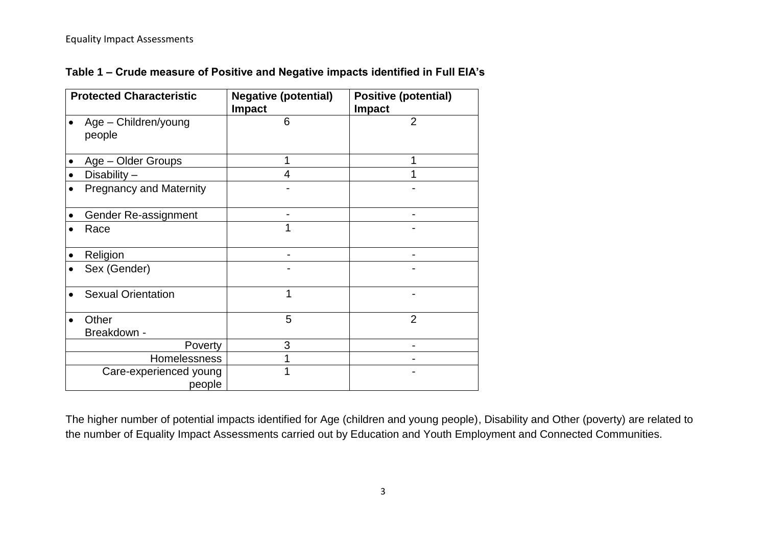**Table 1 – Crude measure of Positive and Negative impacts identified in Full EIA's**

| Protected Characteristic | Negative (potential) Impact | Positive (potential) Impact |
|---|---|---|
| • Age – Children/young people | 6 | 2 |
| • Age – Older Groups | 1 | 1 |
| • Disability – | 4 | 1 |
| • Pregnancy and Maternity | - | - |
| • Gender Re-assignment | - | - |
| • Race | 1 | - |
| • Religion | - | - |
| • Sex (Gender) | - | - |
| • Sexual Orientation | 1 | - |
| • Other Breakdown - | 5 | 2 |
| Poverty | 3 | - |
| Homelessness | 1 | - |
| Care-experienced young people | 1 | - |

The higher number of potential impacts identified for Age (children and young people), Disability and Other (poverty) are related to the number of Equality Impact Assessments carried out by Education and Youth Employment and Connected Communities.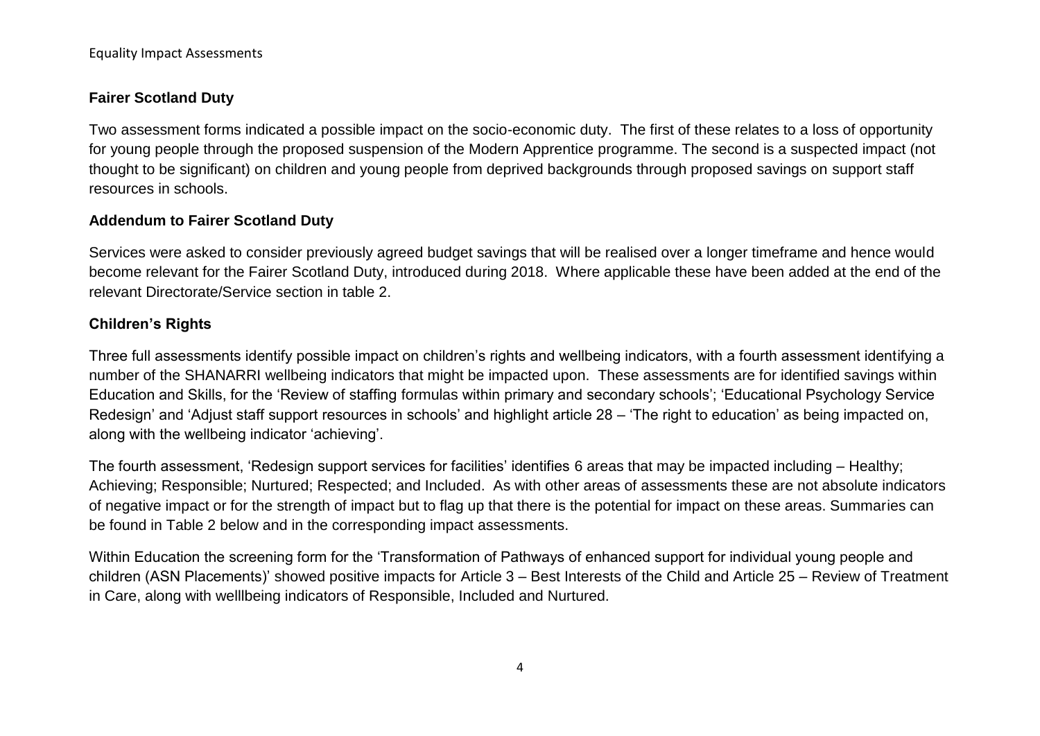## Fairer Scotland Duty

Two assessment forms indicated a possible impact on the socio-economic duty. The first of these relates to a loss of opportunity for young people through the proposed suspension of the Modern Apprentice programme. The second is a suspected impact (not thought to be significant) on children and young people from deprived backgrounds through proposed savings on support staff resources in schools.

## Addendum to Fairer Scotland Duty

Services were asked to consider previously agreed budget savings that will be realised over a longer timeframe and hence would become relevant for the Fairer Scotland Duty, introduced during 2018. Where applicable these have been added at the end of the relevant Directorate/Service section in table 2.

## Children's Rights

Three full assessments identify possible impact on children's rights and wellbeing indicators, with a fourth assessment identifying a number of the SHANARRI wellbeing indicators that might be impacted upon. These assessments are for identified savings within Education and Skills, for the 'Review of staffing formulas within primary and secondary schools'; 'Educational Psychology Service Redesign' and 'Adjust staff support resources in schools' and highlight article 28 – 'The right to education' as being impacted on, along with the wellbeing indicator 'achieving'.

The fourth assessment, 'Redesign support services for facilities' identifies 6 areas that may be impacted including – Healthy; Achieving; Responsible; Nurtured; Respected; and Included. As with other areas of assessments these are not absolute indicators of negative impact or for the strength of impact but to flag up that there is the potential for impact on these areas. Summaries can be found in Table 2 below and in the corresponding impact assessments.

Within Education the screening form for the 'Transformation of Pathways of enhanced support for individual young people and children (ASN Placements)' showed positive impacts for Article 3 – Best Interests of the Child and Article 25 – Review of Treatment in Care, along with welllbeing indicators of Responsible, Included and Nurtured.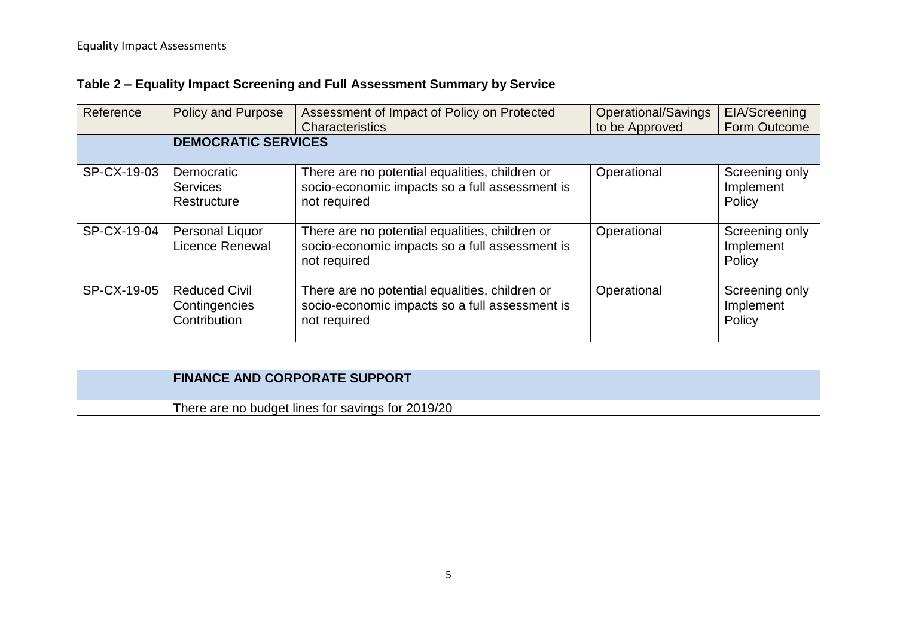**Table 2 – Equality Impact Screening and Full Assessment Summary by Service**

| Reference | Policy and Purpose | Assessment of Impact of Policy on Protected Characteristics | Operational/Savings to be Approved | EIA/Screening Form Outcome |
|---|---|---|---|---|
| | **DEMOCRATIC SERVICES** | | | |
| SP-CX-19-03 | Democratic Services Restructure | There are no potential equalities, children or socio-economic impacts so a full assessment is not required | Operational | Screening only Implement Policy |
| SP-CX-19-04 | Personal Liquor Licence Renewal | There are no potential equalities, children or socio-economic impacts so a full assessment is not required | Operational | Screening only Implement Policy |
| SP-CX-19-05 | Reduced Civil Contingencies Contribution | There are no potential equalities, children or socio-economic impacts so a full assessment is not required | Operational | Screening only Implement Policy |

| | |
|---|---|
| | **FINANCE AND CORPORATE SUPPORT** |
| | There are no budget lines for savings for 2019/20 |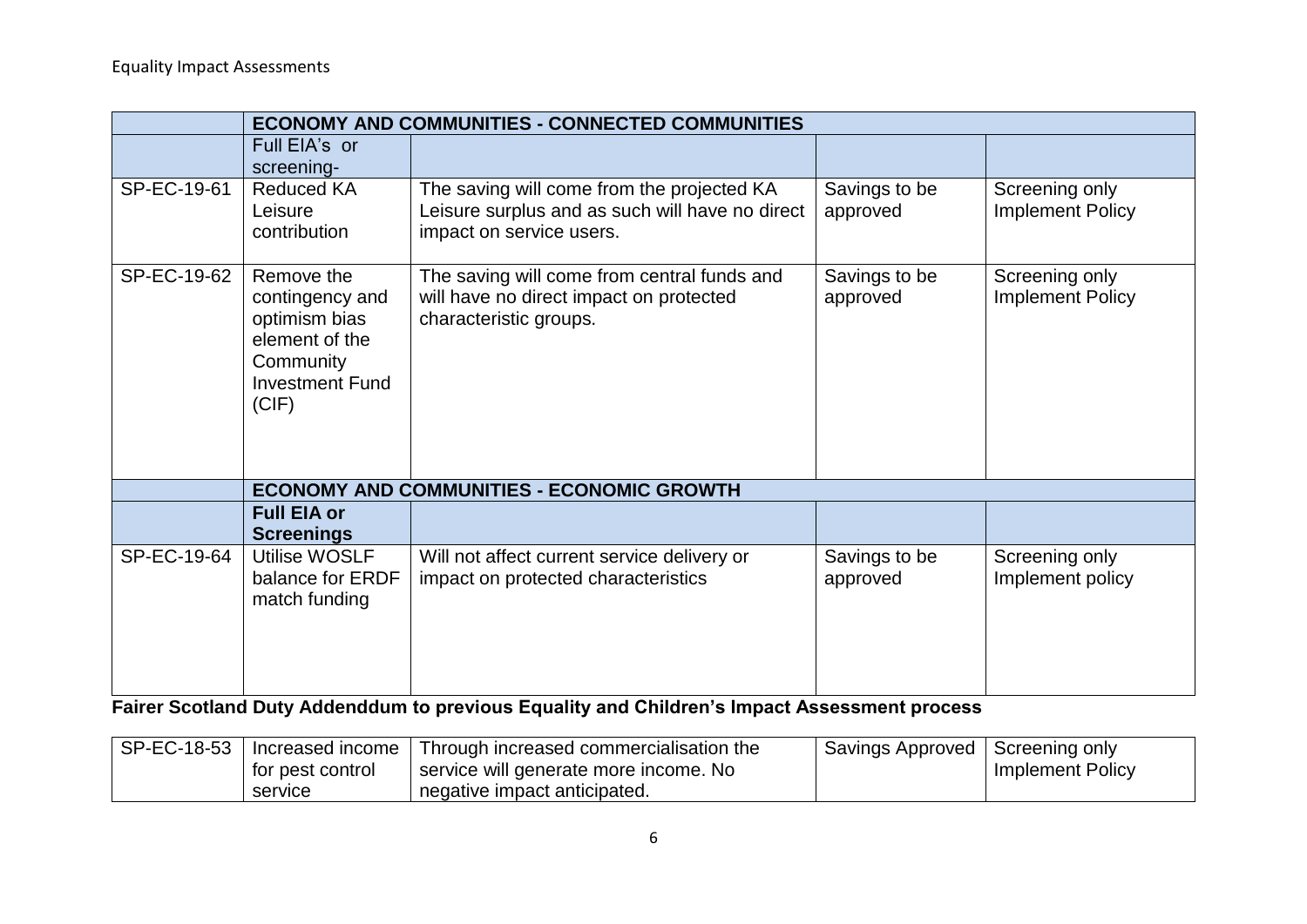|  | **ECONOMY AND COMMUNITIES - CONNECTED COMMUNITIES** | | | |
|---|---|---|---|---|
|  | Full EIA's or screening- |  |  |  |
| SP-EC-19-61 | Reduced KA Leisure contribution | The saving will come from the projected KA Leisure surplus and as such will have no direct impact on service users. | Savings to be approved | Screening only Implement Policy |
| SP-EC-19-62 | Remove the contingency and optimism bias element of the Community Investment Fund (CIF) | The saving will come from central funds and will have no direct impact on protected characteristic groups. | Savings to be approved | Screening only Implement Policy |
|  | **ECONOMY AND COMMUNITIES - ECONOMIC GROWTH** | | | |
|  | **Full EIA or Screenings** |  |  |  |
| SP-EC-19-64 | Utilise WOSLF balance for ERDF match funding | Will not affect current service delivery or impact on protected characteristics | Savings to be approved | Screening only Implement policy |

**Fairer Scotland Duty Addenddum to previous Equality and Children's Impact Assessment process**

|  |  |  |  |  |
|---|---|---|---|---|
| SP-EC-18-53 | Increased income for pest control service | Through increased commercialisation the service will generate more income. No negative impact anticipated. | Savings Approved | Screening only Implement Policy |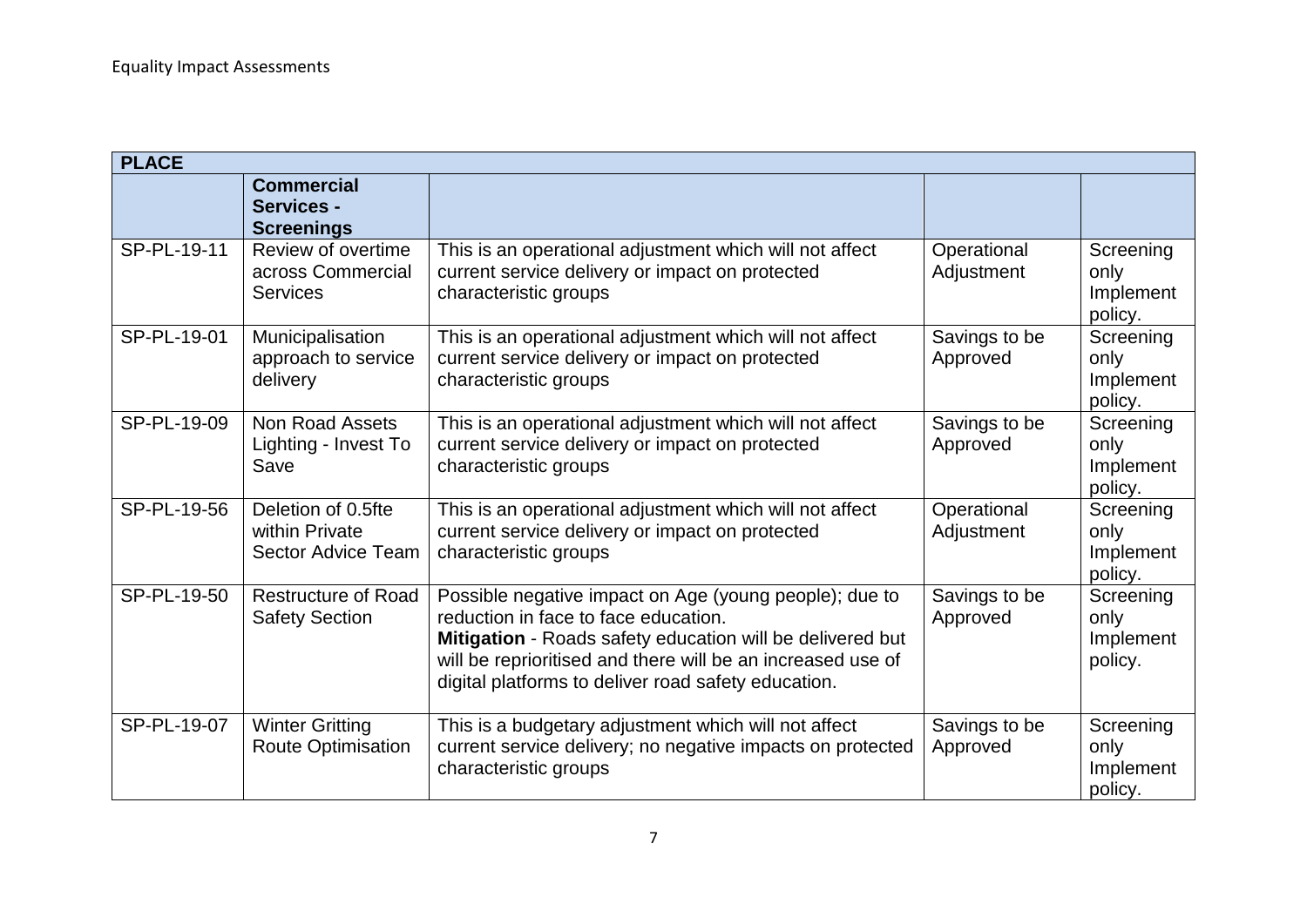| PLACE | | | | |
|---|---|---|---|---|
| | **Commercial Services - Screenings** | | | |
| SP-PL-19-11 | Review of overtime across Commercial Services | This is an operational adjustment which will not affect current service delivery or impact on protected characteristic groups | Operational Adjustment | Screening only Implement policy. |
| SP-PL-19-01 | Municipalisation approach to service delivery | This is an operational adjustment which will not affect current service delivery or impact on protected characteristic groups | Savings to be Approved | Screening only Implement policy. |
| SP-PL-19-09 | Non Road Assets Lighting - Invest To Save | This is an operational adjustment which will not affect current service delivery or impact on protected characteristic groups | Savings to be Approved | Screening only Implement policy. |
| SP-PL-19-56 | Deletion of 0.5fte within Private Sector Advice Team | This is an operational adjustment which will not affect current service delivery or impact on protected characteristic groups | Operational Adjustment | Screening only Implement policy. |
| SP-PL-19-50 | Restructure of Road Safety Section | Possible negative impact on Age (young people); due to reduction in face to face education. **Mitigation** - Roads safety education will be delivered but will be reprioritised and there will be an increased use of digital platforms to deliver road safety education. | Savings to be Approved | Screening only Implement policy. |
| SP-PL-19-07 | Winter Gritting Route Optimisation | This is a budgetary adjustment which will not affect current service delivery; no negative impacts on protected characteristic groups | Savings to be Approved | Screening only Implement policy. |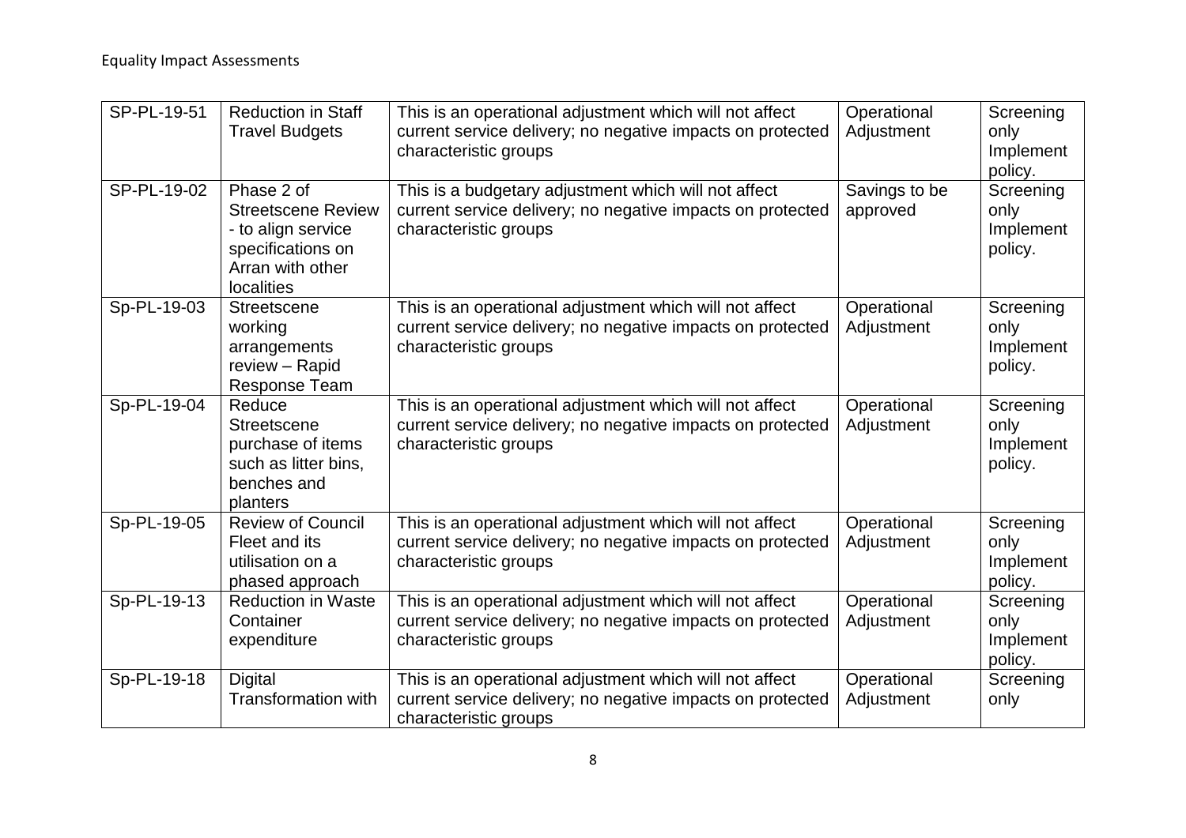| | | | | |
|---|---|---|---|---|
| SP-PL-19-51 | Reduction in Staff Travel Budgets | This is an operational adjustment which will not affect current service delivery; no negative impacts on protected characteristic groups | Operational Adjustment | Screening only Implement policy. |
| SP-PL-19-02 | Phase 2 of Streetscene Review - to align service specifications on Arran with other localities | This is a budgetary adjustment which will not affect current service delivery; no negative impacts on protected characteristic groups | Savings to be approved | Screening only Implement policy. |
| Sp-PL-19-03 | Streetscene working arrangements review – Rapid Response Team | This is an operational adjustment which will not affect current service delivery; no negative impacts on protected characteristic groups | Operational Adjustment | Screening only Implement policy. |
| Sp-PL-19-04 | Reduce Streetscene purchase of items such as litter bins, benches and planters | This is an operational adjustment which will not affect current service delivery; no negative impacts on protected characteristic groups | Operational Adjustment | Screening only Implement policy. |
| Sp-PL-19-05 | Review of Council Fleet and its utilisation on a phased approach | This is an operational adjustment which will not affect current service delivery; no negative impacts on protected characteristic groups | Operational Adjustment | Screening only Implement policy. |
| Sp-PL-19-13 | Reduction in Waste Container expenditure | This is an operational adjustment which will not affect current service delivery; no negative impacts on protected characteristic groups | Operational Adjustment | Screening only Implement policy. |
| Sp-PL-19-18 | Digital Transformation with | This is an operational adjustment which will not affect current service delivery; no negative impacts on protected characteristic groups | Operational Adjustment | Screening only |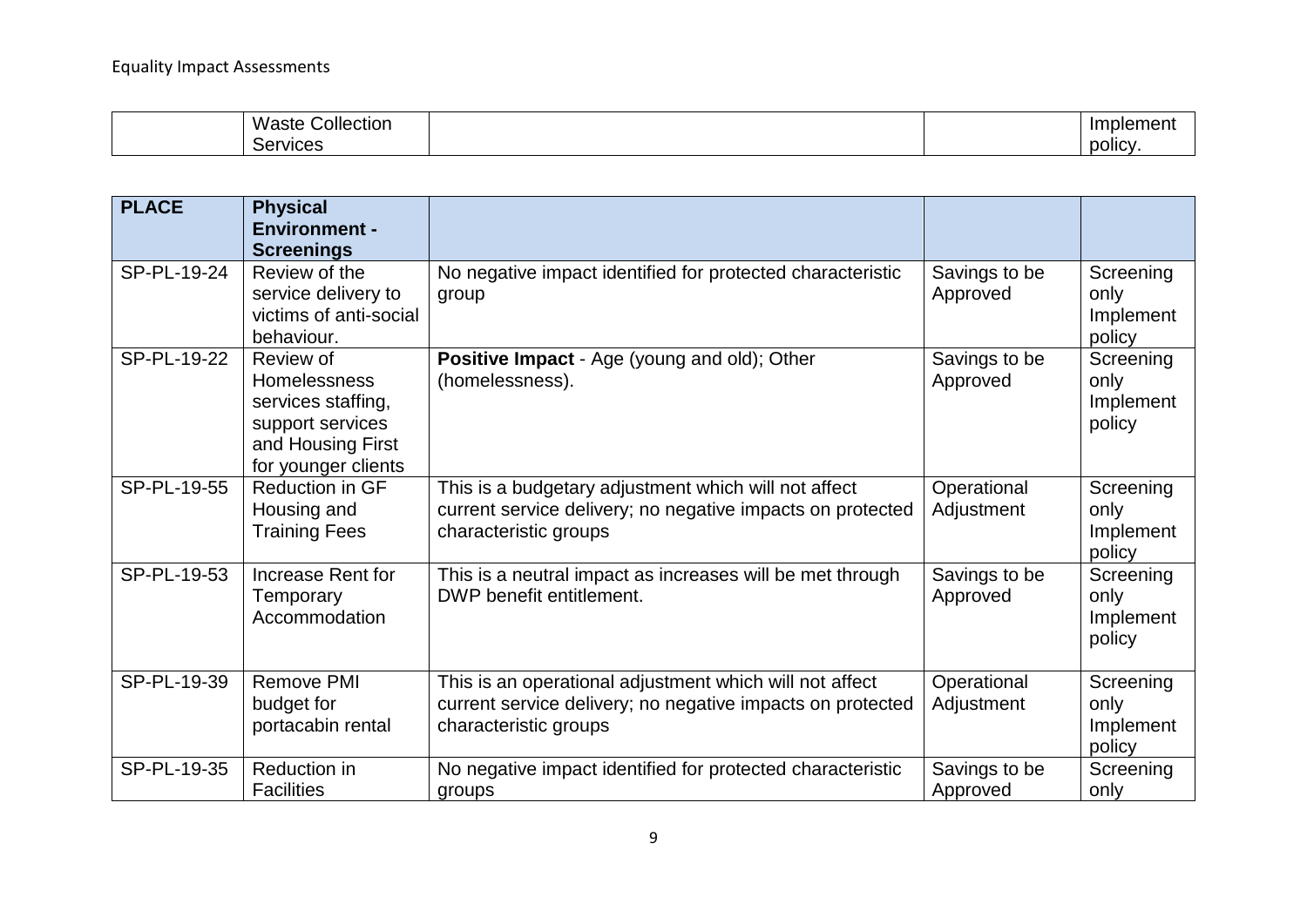| | Waste Collection Services | | | Implement policy. |
|---|---|---|---|---|

| **PLACE** | **Physical Environment - Screenings** | | | |
|---|---|---|---|---|
| SP-PL-19-24 | Review of the service delivery to victims of anti-social behaviour. | No negative impact identified for protected characteristic group | Savings to be Approved | Screening only Implement policy |
| SP-PL-19-22 | Review of Homelessness services staffing, support services and Housing First for younger clients | **Positive Impact** - Age (young and old); Other (homelessness). | Savings to be Approved | Screening only Implement policy |
| SP-PL-19-55 | Reduction in GF Housing and Training Fees | This is a budgetary adjustment which will not affect current service delivery; no negative impacts on protected characteristic groups | Operational Adjustment | Screening only Implement policy |
| SP-PL-19-53 | Increase Rent for Temporary Accommodation | This is a neutral impact as increases will be met through DWP benefit entitlement. | Savings to be Approved | Screening only Implement policy |
| SP-PL-19-39 | Remove PMI budget for portacabin rental | This is an operational adjustment which will not affect current service delivery; no negative impacts on protected characteristic groups | Operational Adjustment | Screening only Implement policy |
| SP-PL-19-35 | Reduction in Facilities | No negative impact identified for protected characteristic groups | Savings to be Approved | Screening only |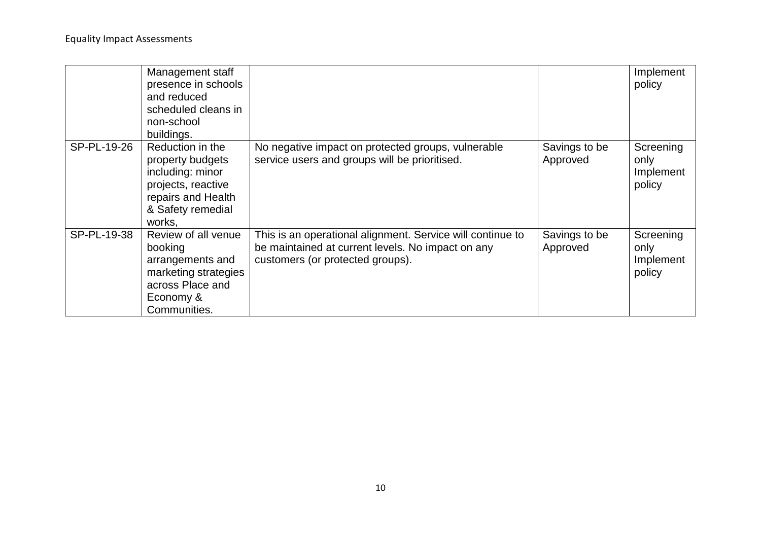| | | | | |
|---|---|---|---|---|
| | Management staff presence in schools and reduced scheduled cleans in non-school buildings. | | | Implement policy |
| SP-PL-19-26 | Reduction in the property budgets including: minor projects, reactive repairs and Health & Safety remedial works, | No negative impact on protected groups, vulnerable service users and groups will be prioritised. | Savings to be Approved | Screening only Implement policy |
| SP-PL-19-38 | Review of all venue booking arrangements and marketing strategies across Place and Economy & Communities. | This is an operational alignment. Service will continue to be maintained at current levels. No impact on any customers (or protected groups). | Savings to be Approved | Screening only Implement policy |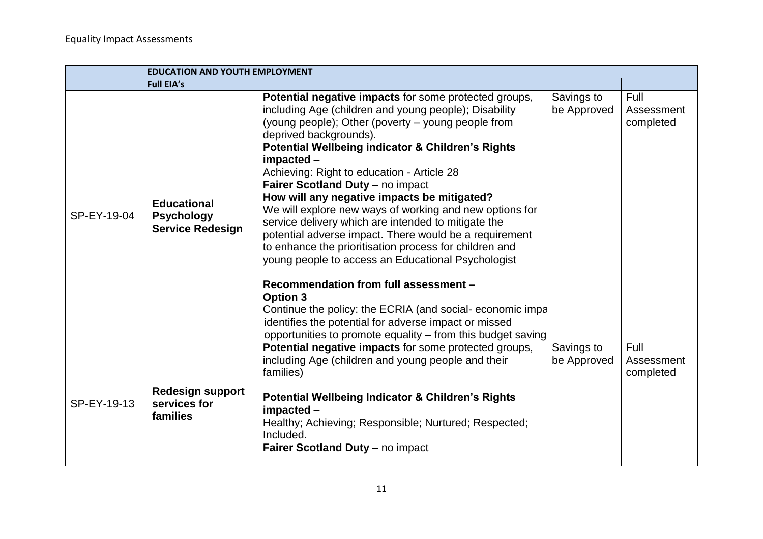Equality Impact Assessments

| | EDUCATION AND YOUTH EMPLOYMENT | | | |
|---|---|---|---|---|
| | **Full EIA's** | | | |
| SP-EY-19-04 | **Educational Psychology Service Redesign** | **Potential negative impacts** for some protected groups, including Age (children and young people); Disability (young people); Other (poverty – young people from deprived backgrounds).<br>**Potential Wellbeing indicator & Children's Rights impacted –**<br>Achieving: Right to education - Article 28<br>**Fairer Scotland Duty –** no impact<br>**How will any negative impacts be mitigated?**<br>We will explore new ways of working and new options for service delivery which are intended to mitigate the potential adverse impact. There would be a requirement to enhance the prioritisation process for children and young people to access an Educational Psychologist<br><br>**Recommendation from full assessment –**<br>**Option 3**<br>Continue the policy: the ECRIA (and social- economic impa identifies the potential for adverse impact or missed opportunities to promote equality – from this budget saving | Savings to be Approved | Full Assessment completed |
| SP-EY-19-13 | **Redesign support services for families** | **Potential negative impacts** for some protected groups, including Age (children and young people and their families)<br><br>**Potential Wellbeing Indicator & Children's Rights impacted –**<br>Healthy; Achieving; Responsible; Nurtured; Respected; Included.<br>**Fairer Scotland Duty –** no impact | Savings to be Approved | Full Assessment completed |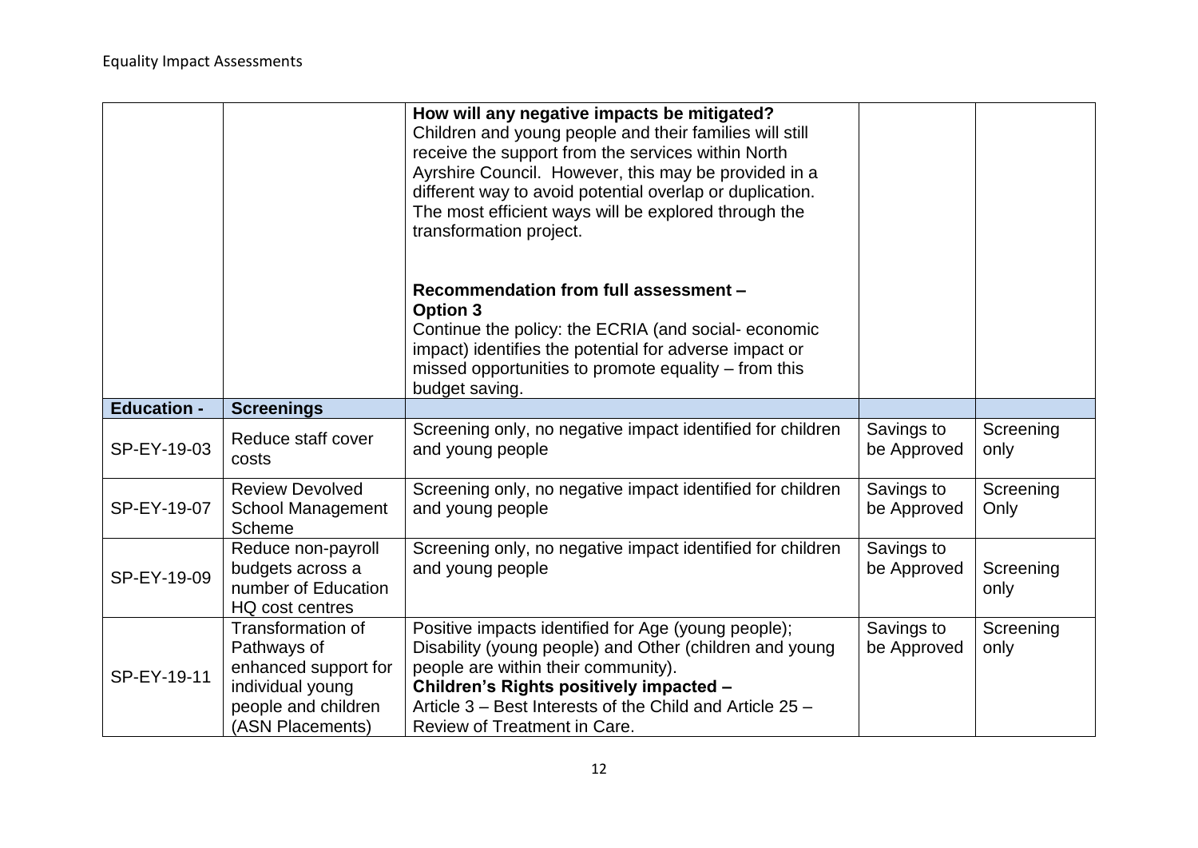| | | | | |
|---|---|---|---|---|
| | | **How will any negative impacts be mitigated?**<br>Children and young people and their families will still receive the support from the services within North Ayrshire Council. However, this may be provided in a different way to avoid potential overlap or duplication. The most efficient ways will be explored through the transformation project.<br><br>**Recommendation from full assessment – Option 3**<br>Continue the policy: the ECRIA (and social- economic impact) identifies the potential for adverse impact or missed opportunities to promote equality – from this budget saving. | | |
| **Education -** | **Screenings** | | | |
| SP-EY-19-03 | Reduce staff cover costs | Screening only, no negative impact identified for children and young people | Savings to be Approved | Screening only |
| SP-EY-19-07 | Review Devolved School Management Scheme | Screening only, no negative impact identified for children and young people | Savings to be Approved | Screening Only |
| SP-EY-19-09 | Reduce non-payroll budgets across a number of Education HQ cost centres | Screening only, no negative impact identified for children and young people | Savings to be Approved | Screening only |
| SP-EY-19-11 | Transformation of Pathways of enhanced support for individual young people and children (ASN Placements) | Positive impacts identified for Age (young people); Disability (young people) and Other (children and young people are within their community).<br>**Children's Rights positively impacted –**<br>Article 3 – Best Interests of the Child and Article 25 – Review of Treatment in Care. | Savings to be Approved | Screening only |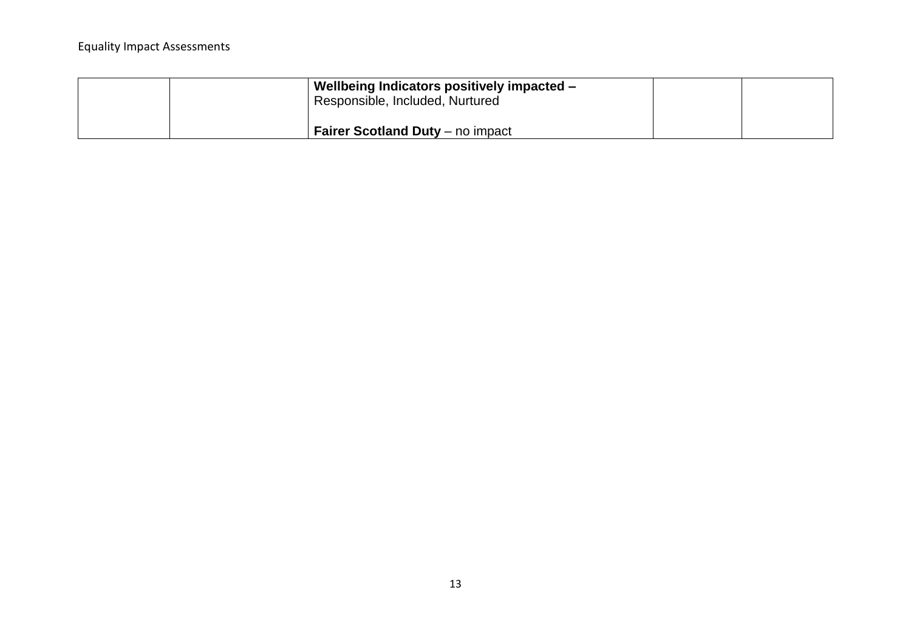| | | | | |
|---|---|---|---|---|
| | | **Wellbeing Indicators positively impacted –** Responsible, Included, Nurtured<br><br>**Fairer Scotland Duty** – no impact | | |